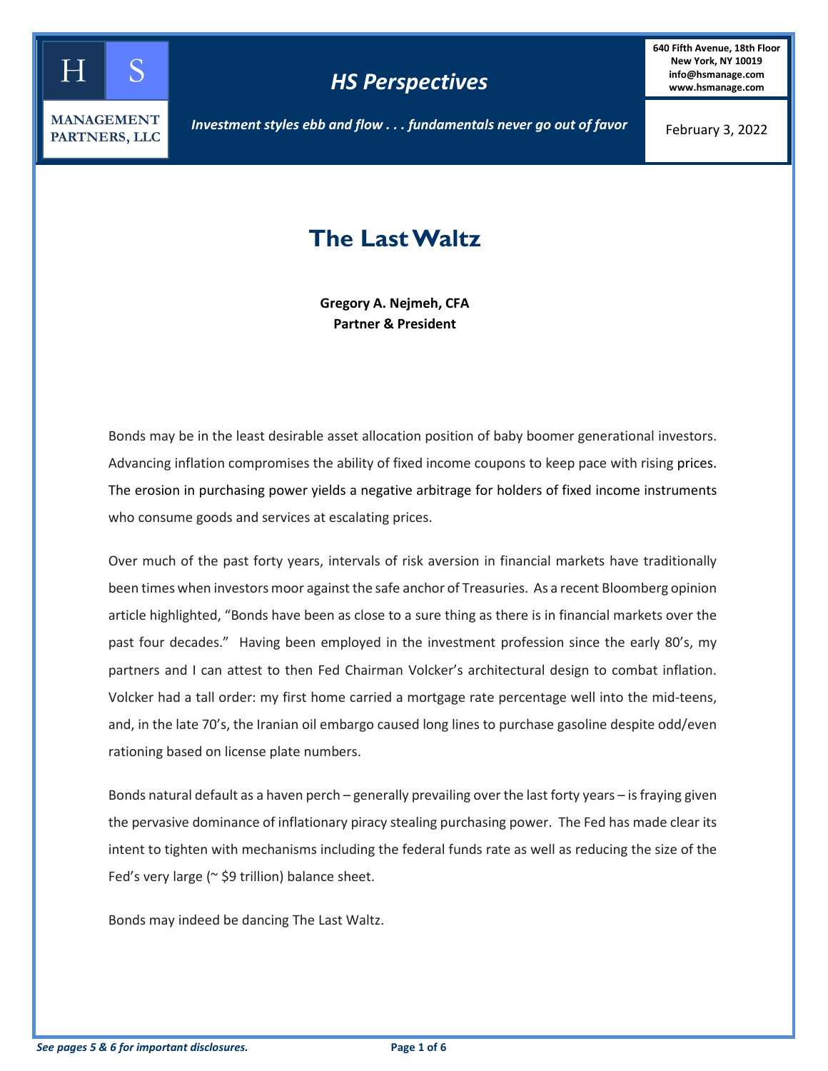**HS Management Partners, LLC**

# HS Perspectives

*Investment styles ebb and flow . . . fundamentals never go out of favor*

**640 Fifth Avenue, 18th Floor**
**New York, NY 10019**
**info@hsmanage.com**
**www.hsmanage.com**

February 3, 2022

## The Last Waltz

**Gregory A. Nejmeh, CFA**
**Partner & President**

Bonds may be in the least desirable asset allocation position of baby boomer generational investors. Advancing inflation compromises the ability of fixed income coupons to keep pace with rising prices. The erosion in purchasing power yields a negative arbitrage for holders of fixed income instruments who consume goods and services at escalating prices.

Over much of the past forty years, intervals of risk aversion in financial markets have traditionally been times when investors moor against the safe anchor of Treasuries. As a recent Bloomberg opinion article highlighted, "Bonds have been as close to a sure thing as there is in financial markets over the past four decades." Having been employed in the investment profession since the early 80's, my partners and I can attest to then Fed Chairman Volcker's architectural design to combat inflation. Volcker had a tall order: my first home carried a mortgage rate percentage well into the mid-teens, and, in the late 70's, the Iranian oil embargo caused long lines to purchase gasoline despite odd/even rationing based on license plate numbers.

Bonds natural default as a haven perch – generally prevailing over the last forty years – is fraying given the pervasive dominance of inflationary piracy stealing purchasing power. The Fed has made clear its intent to tighten with mechanisms including the federal funds rate as well as reducing the size of the Fed's very large (~ $9 trillion) balance sheet.

Bonds may indeed be dancing The Last Waltz.

*See pages 5 & 6 for important disclosures.*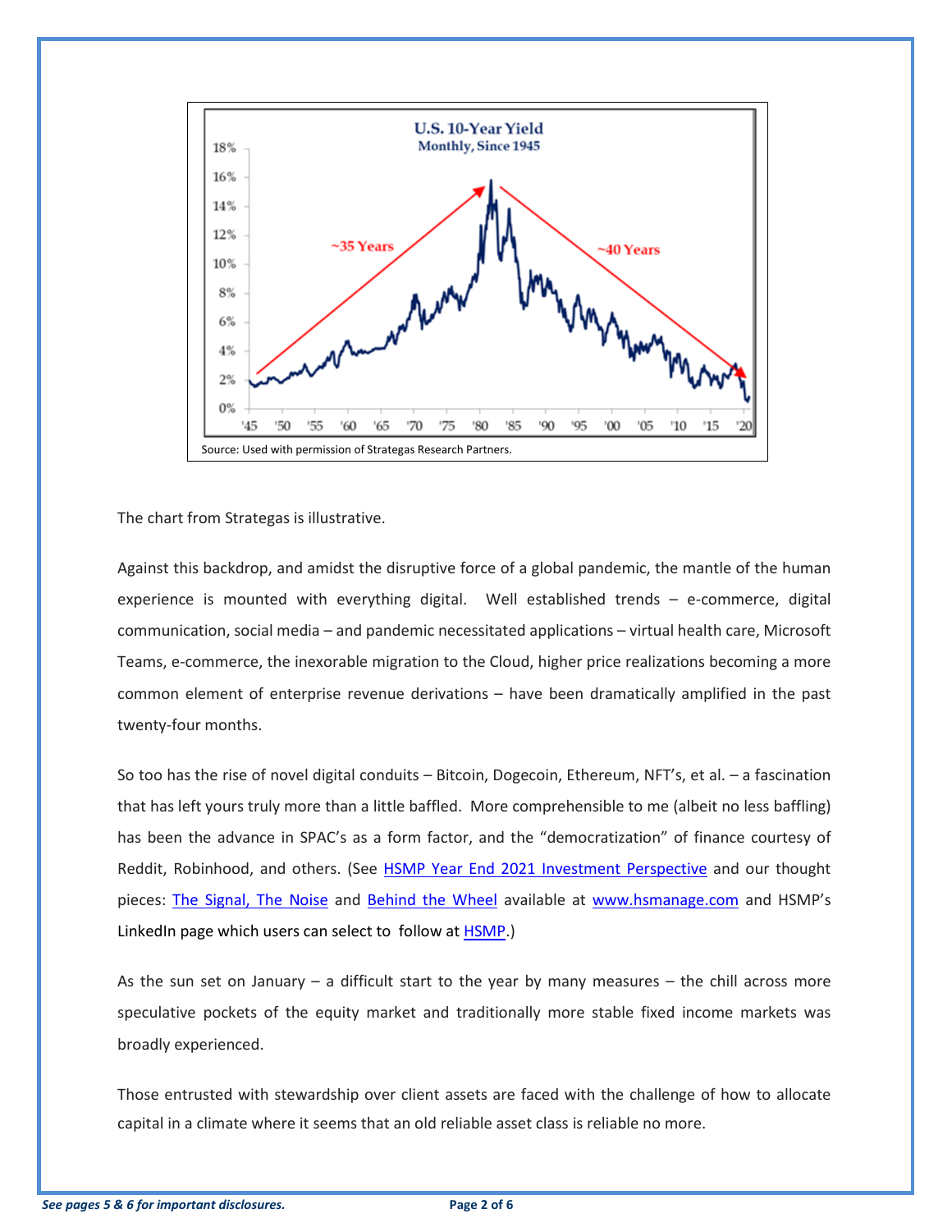Source: Used with permission of Strategas Research Partners.

The chart from Strategas is illustrative.

Against this backdrop, and amidst the disruptive force of a global pandemic, the mantle of the human experience is mounted with everything digital. Well established trends – e-commerce, digital communication, social media – and pandemic necessitated applications – virtual health care, Microsoft Teams, e-commerce, the inexorable migration to the Cloud, higher price realizations becoming a more common element of enterprise revenue derivations – have been dramatically amplified in the past twenty-four months.

So too has the rise of novel digital conduits – Bitcoin, Dogecoin, Ethereum, NFT's, et al. – a fascination that has left yours truly more than a little baffled. More comprehensible to me (albeit no less baffling) has been the advance in SPAC's as a form factor, and the "democratization" of finance courtesy of Reddit, Robinhood, and others. (See HSMP Year End 2021 Investment Perspective and our thought pieces: The Signal, The Noise and Behind the Wheel available at www.hsmanage.com and HSMP's LinkedIn page which users can select to follow at HSMP.)

As the sun set on January – a difficult start to the year by many measures – the chill across more speculative pockets of the equity market and traditionally more stable fixed income markets was broadly experienced.

Those entrusted with stewardship over client assets are faced with the challenge of how to allocate capital in a climate where it seems that an old reliable asset class is reliable no more.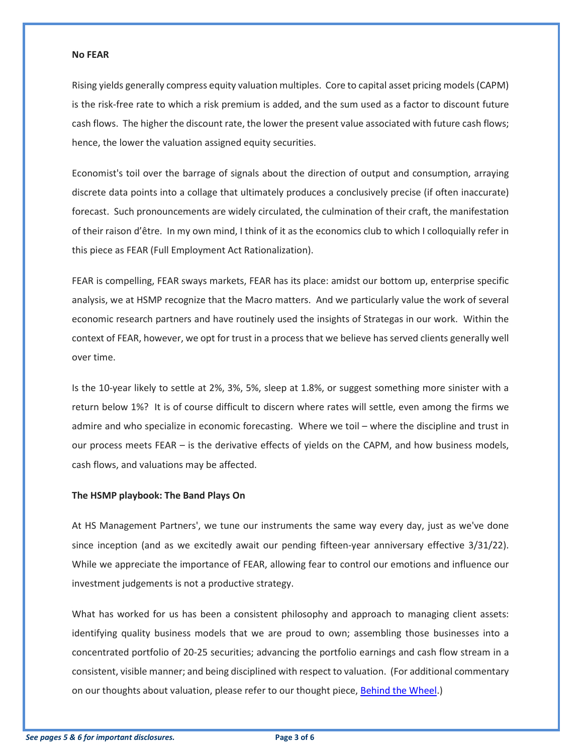**No FEAR**

Rising yields generally compress equity valuation multiples. Core to capital asset pricing models (CAPM) is the risk-free rate to which a risk premium is added, and the sum used as a factor to discount future cash flows. The higher the discount rate, the lower the present value associated with future cash flows; hence, the lower the valuation assigned equity securities.

Economist's toil over the barrage of signals about the direction of output and consumption, arraying discrete data points into a collage that ultimately produces a conclusively precise (if often inaccurate) forecast. Such pronouncements are widely circulated, the culmination of their craft, the manifestation of their raison d'être. In my own mind, I think of it as the economics club to which I colloquially refer in this piece as FEAR (Full Employment Act Rationalization).

FEAR is compelling, FEAR sways markets, FEAR has its place: amidst our bottom up, enterprise specific analysis, we at HSMP recognize that the Macro matters. And we particularly value the work of several economic research partners and have routinely used the insights of Strategas in our work. Within the context of FEAR, however, we opt for trust in a process that we believe has served clients generally well over time.

Is the 10-year likely to settle at 2%, 3%, 5%, sleep at 1.8%, or suggest something more sinister with a return below 1%? It is of course difficult to discern where rates will settle, even among the firms we admire and who specialize in economic forecasting. Where we toil – where the discipline and trust in our process meets FEAR – is the derivative effects of yields on the CAPM, and how business models, cash flows, and valuations may be affected.

**The HSMP playbook: The Band Plays On**

At HS Management Partners', we tune our instruments the same way every day, just as we've done since inception (and as we excitedly await our pending fifteen-year anniversary effective 3/31/22). While we appreciate the importance of FEAR, allowing fear to control our emotions and influence our investment judgements is not a productive strategy.

What has worked for us has been a consistent philosophy and approach to managing client assets: identifying quality business models that we are proud to own; assembling those businesses into a concentrated portfolio of 20-25 securities; advancing the portfolio earnings and cash flow stream in a consistent, visible manner; and being disciplined with respect to valuation. (For additional commentary on our thoughts about valuation, please refer to our thought piece, Behind the Wheel.)

*See pages 5 & 6 for important disclosures.*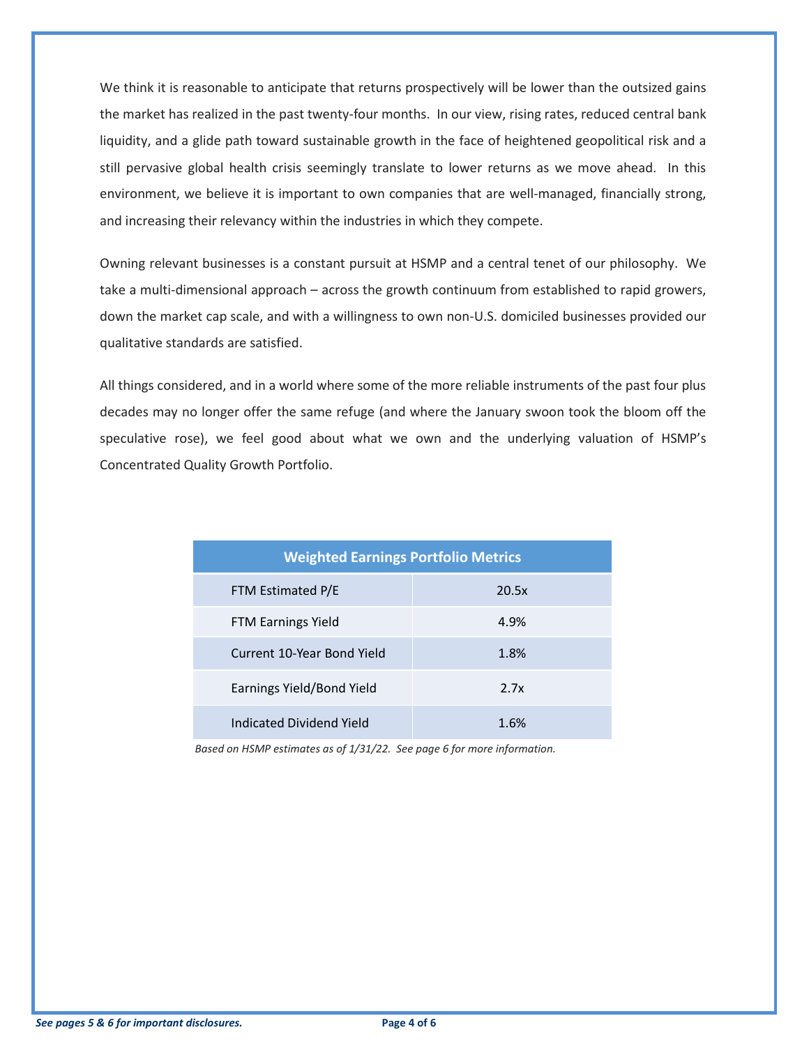We think it is reasonable to anticipate that returns prospectively will be lower than the outsized gains the market has realized in the past twenty-four months. In our view, rising rates, reduced central bank liquidity, and a glide path toward sustainable growth in the face of heightened geopolitical risk and a still pervasive global health crisis seemingly translate to lower returns as we move ahead. In this environment, we believe it is important to own companies that are well-managed, financially strong, and increasing their relevancy within the industries in which they compete.

Owning relevant businesses is a constant pursuit at HSMP and a central tenet of our philosophy. We take a multi-dimensional approach – across the growth continuum from established to rapid growers, down the market cap scale, and with a willingness to own non-U.S. domiciled businesses provided our qualitative standards are satisfied.

All things considered, and in a world where some of the more reliable instruments of the past four plus decades may no longer offer the same refuge (and where the January swoon took the bloom off the speculative rose), we feel good about what we own and the underlying valuation of HSMP's Concentrated Quality Growth Portfolio.

| Weighted Earnings Portfolio Metrics | |
|---|---|
| FTM Estimated P/E | 20.5x |
| FTM Earnings Yield | 4.9% |
| Current 10-Year Bond Yield | 1.8% |
| Earnings Yield/Bond Yield | 2.7x |
| Indicated Dividend Yield | 1.6% |

*Based on HSMP estimates as of 1/31/22. See page 6 for more information.*

***See pages 5 & 6 for important disclosures.***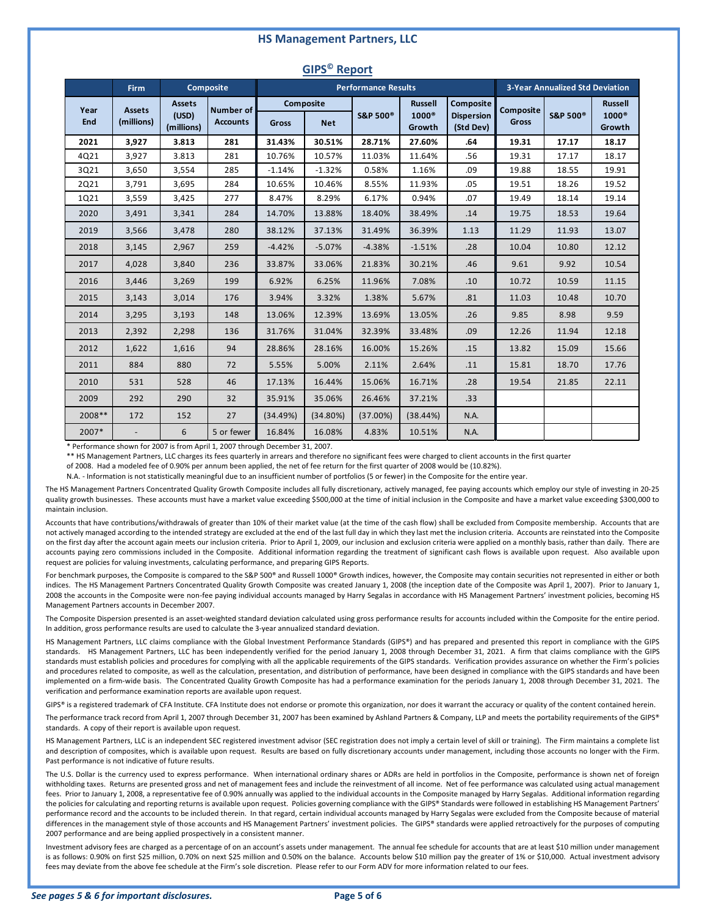# HS Management Partners, LLC

## GIPS© Report

| Year End | Firm Assets (millions) | Composite Assets (USD) (millions) | Composite Number of Accounts | Composite Gross | Composite Net | S&P 500® | Russell 1000® Growth | Composite Dispersion (Std Dev) | 3-Yr Std Dev Composite Gross | 3-Yr Std Dev S&P 500® | 3-Yr Std Dev Russell 1000® Growth |
|---|---|---|---|---|---|---|---|---|---|---|---|
| **2021** | **3,927** | **3.813** | **281** | **31.43%** | **30.51%** | **28.71%** | **27.60%** | **.64** | **19.31** | **17.17** | **18.17** |
| 4Q21 | 3,927 | 3.813 | 281 | 10.76% | 10.57% | 11.03% | 11.64% | .56 | 19.31 | 17.17 | 18.17 |
| 3Q21 | 3,650 | 3,554 | 285 | -1.14% | -1.32% | 0.58% | 1.16% | .09 | 19.88 | 18.55 | 19.91 |
| 2Q21 | 3,791 | 3,695 | 284 | 10.65% | 10.46% | 8.55% | 11.93% | .05 | 19.51 | 18.26 | 19.52 |
| 1Q21 | 3,559 | 3,425 | 277 | 8.47% | 8.29% | 6.17% | 0.94% | .07 | 19.49 | 18.14 | 19.14 |
| 2020 | 3,491 | 3,341 | 284 | 14.70% | 13.88% | 18.40% | 38.49% | .14 | 19.75 | 18.53 | 19.64 |
| 2019 | 3,566 | 3,478 | 280 | 38.12% | 37.13% | 31.49% | 36.39% | 1.13 | 11.29 | 11.93 | 13.07 |
| 2018 | 3,145 | 2,967 | 259 | -4.42% | -5.07% | -4.38% | -1.51% | .28 | 10.04 | 10.80 | 12.12 |
| 2017 | 4,028 | 3,840 | 236 | 33.87% | 33.06% | 21.83% | 30.21% | .46 | 9.61 | 9.92 | 10.54 |
| 2016 | 3,446 | 3,269 | 199 | 6.92% | 6.25% | 11.96% | 7.08% | .10 | 10.72 | 10.59 | 11.15 |
| 2015 | 3,143 | 3,014 | 176 | 3.94% | 3.32% | 1.38% | 5.67% | .81 | 11.03 | 10.48 | 10.70 |
| 2014 | 3,295 | 3,193 | 148 | 13.06% | 12.39% | 13.69% | 13.05% | .26 | 9.85 | 8.98 | 9.59 |
| 2013 | 2,392 | 2,298 | 136 | 31.76% | 31.04% | 32.39% | 33.48% | .09 | 12.26 | 11.94 | 12.18 |
| 2012 | 1,622 | 1,616 | 94 | 28.86% | 28.16% | 16.00% | 15.26% | .15 | 13.82 | 15.09 | 15.66 |
| 2011 | 884 | 880 | 72 | 5.55% | 5.00% | 2.11% | 2.64% | .11 | 15.81 | 18.70 | 17.76 |
| 2010 | 531 | 528 | 46 | 17.13% | 16.44% | 15.06% | 16.71% | .28 | 19.54 | 21.85 | 22.11 |
| 2009 | 292 | 290 | 32 | 35.91% | 35.06% | 26.46% | 37.21% | .33 | | | |
| 2008** | 172 | 152 | 27 | (34.49%) | (34.80%) | (37.00%) | (38.44%) | N.A. | | | |
| 2007* | - | 6 | 5 or fewer | 16.84% | 16.08% | 4.83% | 10.51% | N.A. | | | |

\* Performance shown for 2007 is from April 1, 2007 through December 31, 2007.

\*\* HS Management Partners, LLC charges its fees quarterly in arrears and therefore no significant fees were charged to client accounts in the first quarter of 2008. Had a modeled fee of 0.90% per annum been applied, the net of fee return for the first quarter of 2008 would be (10.82%).

N.A. - Information is not statistically meaningful due to an insufficient number of portfolios (5 or fewer) in the Composite for the entire year.

The HS Management Partners Concentrated Quality Growth Composite includes all fully discretionary, actively managed, fee paying accounts which employ our style of investing in 20-25 quality growth businesses. These accounts must have a market value exceeding $500,000 at the time of initial inclusion in the Composite and have a market value exceeding $300,000 to maintain inclusion.

Accounts that have contributions/withdrawals of greater than 10% of their market value (at the time of the cash flow) shall be excluded from Composite membership. Accounts that are not actively managed according to the intended strategy are excluded at the end of the last full day in which they last met the inclusion criteria. Accounts are reinstated into the Composite on the first day after the account again meets our inclusion criteria. Prior to April 1, 2009, our inclusion and exclusion criteria were applied on a monthly basis, rather than daily. There are accounts paying zero commissions included in the Composite. Additional information regarding the treatment of significant cash flows is available upon request. Also available upon request are policies for valuing investments, calculating performance, and preparing GIPS Reports.

For benchmark purposes, the Composite is compared to the S&P 500® and Russell 1000® Growth indices, however, the Composite may contain securities not represented in either or both indices. The HS Management Partners Concentrated Quality Growth Composite was created January 1, 2008 (the inception date of the Composite was April 1, 2007). Prior to January 1, 2008 the accounts in the Composite were non-fee paying individual accounts managed by Harry Segalas in accordance with HS Management Partners' investment policies, becoming HS Management Partners accounts in December 2007.

The Composite Dispersion presented is an asset-weighted standard deviation calculated using gross performance results for accounts included within the Composite for the entire period. In addition, gross performance results are used to calculate the 3-year annualized standard deviation.

HS Management Partners, LLC claims compliance with the Global Investment Performance Standards (GIPS®) and has prepared and presented this report in compliance with the GIPS standards. HS Management Partners, LLC has been independently verified for the period January 1, 2008 through December 31, 2021. A firm that claims compliance with the GIPS standards must establish policies and procedures for complying with all the applicable requirements of the GIPS standards. Verification provides assurance on whether the Firm's policies and procedures related to composite, as well as the calculation, presentation, and distribution of performance, have been designed in compliance with the GIPS standards and have been implemented on a firm-wide basis. The Concentrated Quality Growth Composite has had a performance examination for the periods January 1, 2008 through December 31, 2021. The verification and performance examination reports are available upon request.

GIPS® is a registered trademark of CFA Institute. CFA Institute does not endorse or promote this organization, nor does it warrant the accuracy or quality of the content contained herein.

The performance track record from April 1, 2007 through December 31, 2007 has been examined by Ashland Partners & Company, LLP and meets the portability requirements of the GIPS® standards. A copy of their report is available upon request.

HS Management Partners, LLC is an independent SEC registered investment advisor (SEC registration does not imply a certain level of skill or training). The Firm maintains a complete list and description of composites, which is available upon request. Results are based on fully discretionary accounts under management, including those accounts no longer with the Firm. Past performance is not indicative of future results.

The U.S. Dollar is the currency used to express performance. When international ordinary shares or ADRs are held in portfolios in the Composite, performance is shown net of foreign withholding taxes. Returns are presented gross and net of management fees and include the reinvestment of all income. Net of fee performance was calculated using actual management fees. Prior to January 1, 2008, a representative fee of 0.90% annually was applied to the individual accounts in the Composite managed by Harry Segalas. Additional information regarding the policies for calculating and reporting returns is available upon request. Policies governing compliance with the GIPS® Standards were followed in establishing HS Management Partners' performance record and the accounts to be included therein. In that regard, certain individual accounts managed by Harry Segalas were excluded from the Composite because of material differences in the management style of those accounts and HS Management Partners' investment policies. The GIPS® standards were applied retroactively for the purposes of computing 2007 performance and are being applied prospectively in a consistent manner.

Investment advisory fees are charged as a percentage of on an account's assets under management. The annual fee schedule for accounts that are at least $10 million under management is as follows: 0.90% on first $25 million, 0.70% on next $25 million and 0.50% on the balance. Accounts below $10 million pay the greater of 1% or $10,000. Actual investment advisory fees may deviate from the above fee schedule at the Firm's sole discretion. Please refer to our Form ADV for more information related to our fees.

*See pages 5 & 6 for important disclosures.*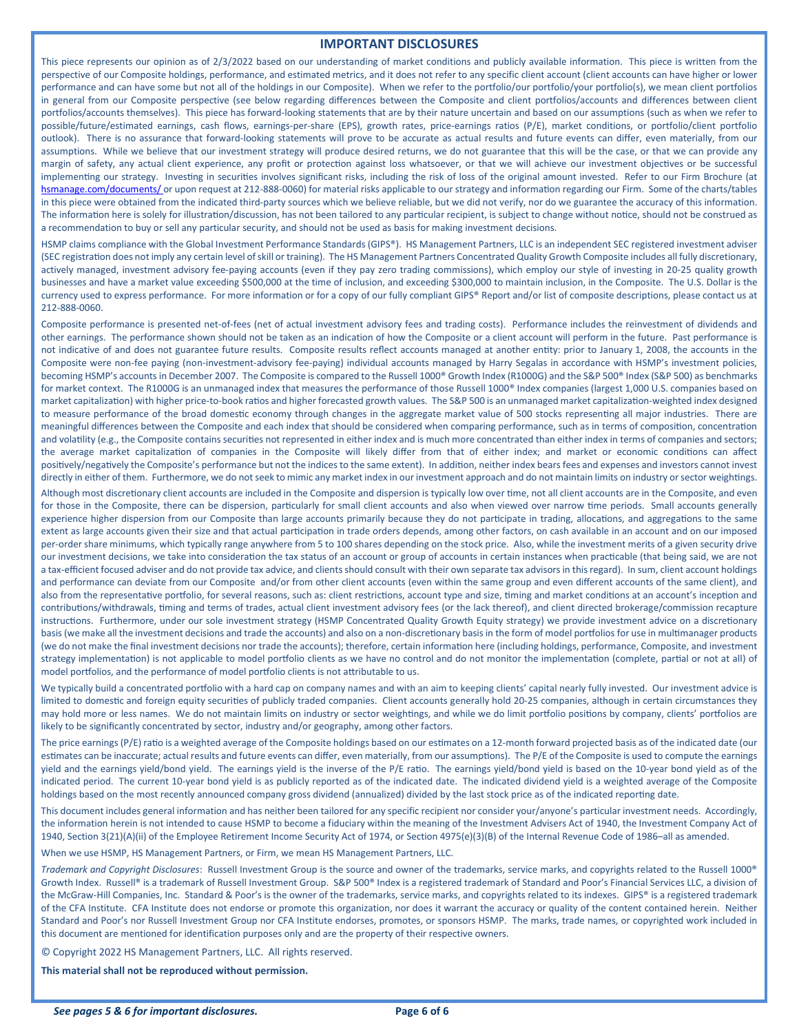# IMPORTANT DISCLOSURES

This piece represents our opinion as of 2/3/2022 based on our understanding of market conditions and publicly available information. This piece is written from the perspective of our Composite holdings, performance, and estimated metrics, and it does not refer to any specific client account (client accounts can have higher or lower performance and can have some but not all of the holdings in our Composite). When we refer to the portfolio/our portfolio/your portfolio(s), we mean client portfolios in general from our Composite perspective (see below regarding differences between the Composite and client portfolios/accounts and differences between client portfolios/accounts themselves). This piece has forward-looking statements that are by their nature uncertain and based on our assumptions (such as when we refer to possible/future/estimated earnings, cash flows, earnings-per-share (EPS), growth rates, price-earnings ratios (P/E), market conditions, or portfolio/client portfolio outlook). There is no assurance that forward-looking statements will prove to be accurate as actual results and future events can differ, even materially, from our assumptions. While we believe that our investment strategy will produce desired returns, we do not guarantee that this will be the case, or that we can provide any margin of safety, any actual client experience, any profit or protection against loss whatsoever, or that we will achieve our investment objectives or be successful implementing our strategy. Investing in securities involves significant risks, including the risk of loss of the original amount invested. Refer to our Firm Brochure (at hsmanage.com/documents/ or upon request at 212-888-0060) for material risks applicable to our strategy and information regarding our Firm. Some of the charts/tables in this piece were obtained from the indicated third-party sources which we believe reliable, but we did not verify, nor do we guarantee the accuracy of this information. The information here is solely for illustration/discussion, has not been tailored to any particular recipient, is subject to change without notice, should not be construed as a recommendation to buy or sell any particular security, and should not be used as basis for making investment decisions.

HSMP claims compliance with the Global Investment Performance Standards (GIPS®). HS Management Partners, LLC is an independent SEC registered investment adviser (SEC registration does not imply any certain level of skill or training). The HS Management Partners Concentrated Quality Growth Composite includes all fully discretionary, actively managed, investment advisory fee-paying accounts (even if they pay zero trading commissions), which employ our style of investing in 20-25 quality growth businesses and have a market value exceeding $500,000 at the time of inclusion, and exceeding $300,000 to maintain inclusion, in the Composite. The U.S. Dollar is the currency used to express performance. For more information or for a copy of our fully compliant GIPS® Report and/or list of composite descriptions, please contact us at 212-888-0060.

Composite performance is presented net-of-fees (net of actual investment advisory fees and trading costs). Performance includes the reinvestment of dividends and other earnings. The performance shown should not be taken as an indication of how the Composite or a client account will perform in the future. Past performance is not indicative of and does not guarantee future results. Composite results reflect accounts managed at another entity: prior to January 1, 2008, the accounts in the Composite were non-fee paying (non-investment-advisory fee-paying) individual accounts managed by Harry Segalas in accordance with HSMP's investment policies, becoming HSMP's accounts in December 2007. The Composite is compared to the Russell 1000® Growth Index (R1000G) and the S&P 500® Index (S&P 500) as benchmarks for market context. The R1000G is an unmanaged index that measures the performance of those Russell 1000® Index companies (largest 1,000 U.S. companies based on market capitalization) with higher price-to-book ratios and higher forecasted growth values. The S&P 500 is an unmanaged market capitalization-weighted index designed to measure performance of the broad domestic economy through changes in the aggregate market value of 500 stocks representing all major industries. There are meaningful differences between the Composite and each index that should be considered when comparing performance, such as in terms of composition, concentration and volatility (e.g., the Composite contains securities not represented in either index and is much more concentrated than either index in terms of companies and sectors; the average market capitalization of companies in the Composite will likely differ from that of either index; and market or economic conditions can affect positively/negatively the Composite's performance but not the indices to the same extent). In addition, neither index bears fees and expenses and investors cannot invest directly in either of them. Furthermore, we do not seek to mimic any market index in our investment approach and do not maintain limits on industry or sector weightings.

Although most discretionary client accounts are included in the Composite and dispersion is typically low over time, not all client accounts are in the Composite, and even for those in the Composite, there can be dispersion, particularly for small client accounts and also when viewed over narrow time periods. Small accounts generally experience higher dispersion from our Composite than large accounts primarily because they do not participate in trading, allocations, and aggregations to the same extent as large accounts given their size and that actual participation in trade orders depends, among other factors, on cash available in an account and on our imposed per-order share minimums, which typically range anywhere from 5 to 100 shares depending on the stock price. Also, while the investment merits of a given security drive our investment decisions, we take into consideration the tax status of an account or group of accounts in certain instances when practicable (that being said, we are not a tax-efficient focused adviser and do not provide tax advice, and clients should consult with their own separate tax advisors in this regard). In sum, client account holdings and performance can deviate from our Composite and/or from other client accounts (even within the same group and even different accounts of the same client), and also from the representative portfolio, for several reasons, such as: client restrictions, account type and size, timing and market conditions at an account's inception and contributions/withdrawals, timing and terms of trades, actual client investment advisory fees (or the lack thereof), and client directed brokerage/commission recapture instructions. Furthermore, under our sole investment strategy (HSMP Concentrated Quality Growth Equity strategy) we provide investment advice on a discretionary basis (we make all the investment decisions and trade the accounts) and also on a non-discretionary basis in the form of model portfolios for use in multimanager products (we do not make the final investment decisions nor trade the accounts); therefore, certain information here (including holdings, performance, Composite, and investment strategy implementation) is not applicable to model portfolio clients as we have no control and do not monitor the implementation (complete, partial or not at all) of model portfolios, and the performance of model portfolio clients is not attributable to us.

We typically build a concentrated portfolio with a hard cap on company names and with an aim to keeping clients' capital nearly fully invested. Our investment advice is limited to domestic and foreign equity securities of publicly traded companies. Client accounts generally hold 20-25 companies, although in certain circumstances they may hold more or less names. We do not maintain limits on industry or sector weightings, and while we do limit portfolio positions by company, clients' portfolios are likely to be significantly concentrated by sector, industry and/or geography, among other factors.

The price earnings (P/E) ratio is a weighted average of the Composite holdings based on our estimates on a 12-month forward projected basis as of the indicated date (our estimates can be inaccurate; actual results and future events can differ, even materially, from our assumptions). The P/E of the Composite is used to compute the earnings yield and the earnings yield/bond yield. The earnings yield is the inverse of the P/E ratio. The earnings yield/bond yield is based on the 10-year bond yield as of the indicated period. The current 10-year bond yield is as publicly reported as of the indicated date. The indicated dividend yield is a weighted average of the Composite holdings based on the most recently announced company gross dividend (annualized) divided by the last stock price as of the indicated reporting date.

This document includes general information and has neither been tailored for any specific recipient nor consider your/anyone's particular investment needs. Accordingly, the information herein is not intended to cause HSMP to become a fiduciary within the meaning of the Investment Advisers Act of 1940, the Investment Company Act of 1940, Section 3(21)(A)(ii) of the Employee Retirement Income Security Act of 1974, or Section 4975(e)(3)(B) of the Internal Revenue Code of 1986–all as amended.

When we use HSMP, HS Management Partners, or Firm, we mean HS Management Partners, LLC.

*Trademark and Copyright Disclosures*: Russell Investment Group is the source and owner of the trademarks, service marks, and copyrights related to the Russell 1000® Growth Index. Russell® is a trademark of Russell Investment Group. S&P 500® Index is a registered trademark of Standard and Poor's Financial Services LLC, a division of the McGraw-Hill Companies, Inc. Standard & Poor's is the owner of the trademarks, service marks, and copyrights related to its indexes. GIPS® is a registered trademark of the CFA Institute. CFA Institute does not endorse or promote this organization, nor does it warrant the accuracy or quality of the content contained herein. Neither Standard and Poor's nor Russell Investment Group nor CFA Institute endorses, promotes, or sponsors HSMP. The marks, trade names, or copyrighted work included in this document are mentioned for identification purposes only and are the property of their respective owners.

© Copyright 2022 HS Management Partners, LLC. All rights reserved.

**This material shall not be reproduced without permission.**

***See pages 5 & 6 for important disclosures.***